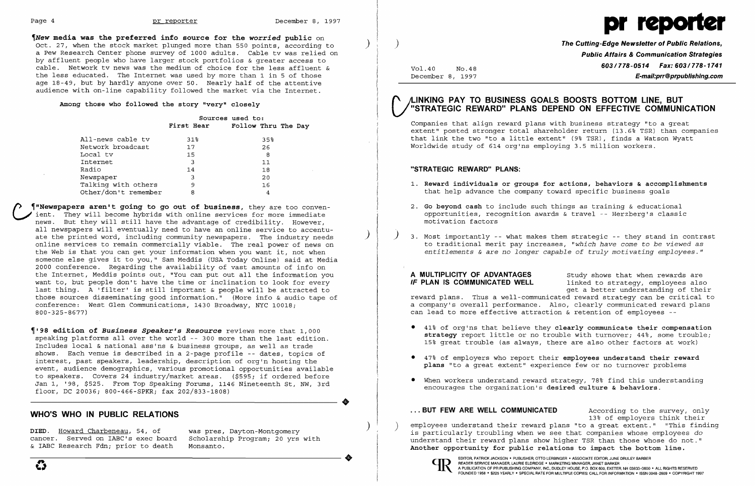**¶*New* media was the preferred info source for the *worried* public** on Oct. 27, when the stock market plunged more than 550 points, according to a Pew Research Center phone survey of 1000 adults. Cable tv was relied on by affluent people who have larger stock portfolios & greater access to cable. Network tv news was the medium of choice for the less affluent & the less educated. The Internet was used by more than 1 in 5 of those age 18-49, but by hardly anyone over 50. Nearly half of the attentive audience with on-line capability followed the market via the Internet.

**Among those who followed the story "very" closely**

| | Sources used to: | |
|---|---|---|
| | First Hear | Follow Thru The Day |
| All-news cable tv | 31% | 35% |
| Network broadcast | 17 | 26 |
| Local tv | 15 | 8 |
| Internet | 3 | 11 |
| Radio | 14 | 18 |
| Newspaper | 3 | 20 |
| Talking with others | 9 | 16 |
| Other/don't remember | 8 | 4 |

**¶"Newspapers aren't going to go out of business,** they are too convenient. They will become hybrids with online services for more immediate news. But they will still have the advantage of credibility. However, all newspapers will eventually need to have an online service to accentuate the printed word, including community newspapers. The industry needs online services to remain commercially viable. The real power of news on the Web is that you can get your information when you want it, not when someone else gives it to you," Sam Meddis (USA Today Online) said at Media 2000 conference. Regarding the availability of vast amounts of info on the Internet, Meddis points out, "You can put out all the information you want to, but people don't have the time or inclination to look for every last thing. A 'filter' is still important & people will be attracted to those sources disseminating good information." (More info & audio tape of conference: West Glen Communications, 1430 Broadway, NYC 10018; 800-325-8677)

**¶'98 edition of *Business Speaker's Resource*** reviews more that 1,000 speaking platforms all over the world -- 300 more than the last edition. Includes local & national ass'ns & business groups, as well as trade shows. Each venue is described in a 2-page profile -- dates, topics of interest, past speakers, leadership, description of org'n hosting the event, audience demographics, various promotional opportunities available to speakers. Covers 24 industry/market areas. ($595; if ordered before Jan 1, '98, $525. From Top Speaking Forums, 1146 Nineteenth St, NW, 3rd floor, DC 20036; 800-466-SPKR; fax 202/833-1808)

## WHO'S WHO IN PUBLIC RELATIONS

DIED. Howard Charbeneau, 54, of cancer. Served on IABC's exec board & IABC Research Fdn; prior to death was pres, Dayton-Montgomery Scholarship Program; 20 yrs with Monsanto.

# pr reporter

**The Cutting-Edge Newsletter of Public Relations, Public Affairs & Communication Strategies**
**603/778-0514 Fax: 603/778-1741**
**E-mail:prr@prpublishing.com**

Vol.40 No.48
December 8, 1997

## LINKING PAY TO BUSINESS GOALS BOOSTS BOTTOM LINE, BUT "STRATEGIC REWARD" PLANS DEPEND ON EFFECTIVE COMMUNICATION

Companies that align reward plans with business strategy "to a great extent" posted stronger total shareholder return (13.6% TSR) than companies that link the two "to a little extent" (9% TSR), finds a Watson Wyatt Worldwide study of 614 org'ns employing 3.5 million workers.

### "STRATEGIC REWARD" PLANS:

1. **Reward individuals or groups for actions, behaviors & accomplishments** that help advance the company toward specific business goals
2. **Go beyond cash** to include such things as training & educational opportunities, recognition awards & travel -- Herzberg's classic motivation factors
3. Most importantly -- what makes them strategic -- they stand in contrast to traditional merit pay increases, "*which have come to be viewed as entitlements & are no longer capable of truly motivating employees.*"

**A MULTIPLICITY OF ADVANTAGES *IF* PLAN IS COMMUNICATED WELL** Study shows that when rewards are linked to strategy, employees also get a better understanding of their reward plans. Thus a well-communicated reward strategy can be critical to a company's overall performance. Also, clearly communicated reward plans can lead to more effective attraction & retention of employees --

- 41% of org'ns that believe they **clearly communicate their compensation strategy** report little or no trouble with turnover; 44%, some trouble; 15% great trouble (as always, there are also other factors at work)
- 47% of employers who report their **employees understand their reward plans** "to a great extent" experience few or no turnover problems
- When workers understand reward strategy, 78% find this understanding encourages the organization's **desired culture & behaviors.**

**... BUT FEW ARE WELL COMMUNICATED** According to the survey, only 13% of employers think their employees understand their reward plans "to a great extent." "This finding is particularly troubling when we see that companies whose employees *do* understand their reward plans show higher TSR than those whose do not." **Another opportunity for public relations to impact the bottom line.**

EDITOR, PATRICK JACKSON • PUBLISHER, OTTO LERBINGER • ASSOCIATE EDITOR, JUNE DRULEY BARBER
READER SERVICE MANAGER, LAURIE ELDRIDGE • MARKETING MANAGER, JANET BARKER
A PUBLICATION OF PR PUBLISHING COMPANY, INC., DUDLEY HOUSE, P.O. BOX 600, EXETER, NH 03833-0600 • ALL RIGHTS RESERVED
FOUNDED 1958 • $225 YEARLY • SPECIAL RATE FOR MULTIPLE COPIES: CALL FOR INFORMATION • ISSN 0048-2609 • COPYRIGHT 1997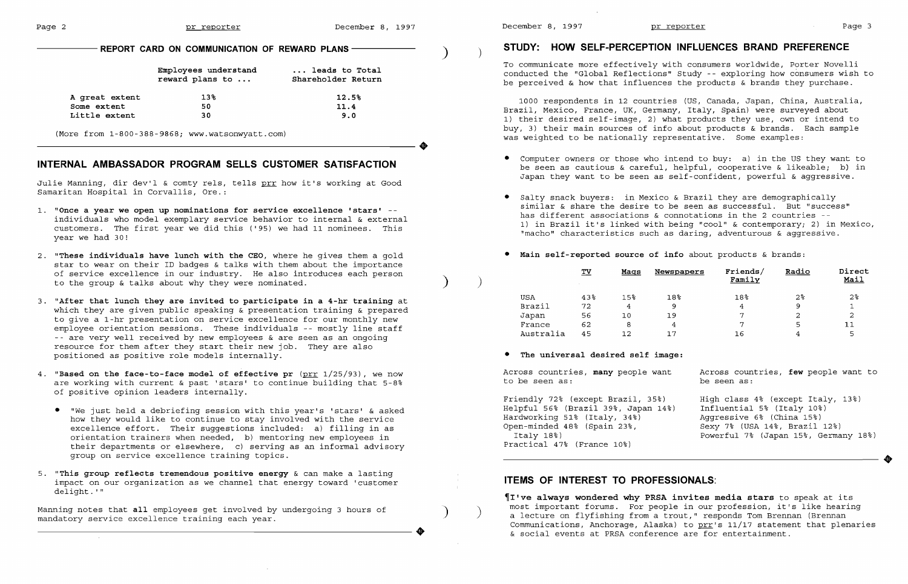## REPORT CARD ON COMMUNICATION OF REWARD PLANS

| | Employees understand reward plans to ... | ... leads to Total Shareholder Return |
|---|---|---|
| A great extent | 13% | 12.5% |
| Some extent | 50 | 11.4 |
| Little extent | 30 | 9.0 |

(More from 1-800-388-9868; www.watsonwyatt.com)

## INTERNAL AMBASSADOR PROGRAM SELLS CUSTOMER SATISFACTION

Julie Manning, dir dev'l & comty rels, tells prr how it's working at Good Samaritan Hospital in Corvallis, Ore.:

1. **"Once a year we open up nominations for service excellence 'stars'** -- individuals who model exemplary service behavior to internal & external customers. The first year we did this ('95) we had 11 nominees. This year we had 30!

2. **"These individuals have lunch with the CEO**, where he gives them a gold star to wear on their ID badges & talks with them about the importance of service excellence in our industry. He also introduces each person to the group & talks about why they were nominated.

3. **"After that lunch they are invited to participate in a 4-hr training** at which they are given public speaking & presentation training & prepared to give a 1-hr presentation on service excellence for our monthly new employee orientation sessions. These individuals -- mostly line staff -- are very well received by new employees & are seen as an ongoing resource for them after they start their new job. They are also positioned as positive role models internally.

4. **"Based on the face-to-face model of effective pr** (prr 1/25/93), we now are working with current & past 'stars' to continue building that 5-8% of positive opinion leaders internally.

   - "We just held a debriefing session with this year's 'stars' & asked how they would like to continue to stay involved with the service excellence effort. Their suggestions included: a) filling in as orientation trainers when needed, b) mentoring new employees in their departments or elsewhere, c) serving as an informal advisory group on service excellence training topics.

5. **"This group reflects tremendous positive energy** & can make a lasting impact on our organization as we channel that energy toward 'customer delight.'"

Manning notes that **all** employees get involved by undergoing 3 hours of mandatory service excellence training each year.

## STUDY: HOW SELF-PERCEPTION INFLUENCES BRAND PREFERENCE

To communicate more effectively with consumers worldwide, Porter Novelli conducted the "Global Reflections" Study -- exploring how consumers wish to be perceived & how that influences the products & brands they purchase.

1000 respondents in 12 countries (US, Canada, Japan, China, Australia, Brazil, Mexico, France, UK, Germany, Italy, Spain) were surveyed about 1) their desired self-image, 2) what products they use, own or intend to buy, 3) their main sources of info about products & brands. Each sample was weighted to be nationally representative. Some examples:

- Computer owners or those who intend to buy: a) in the US they want to be seen as cautious & careful, helpful, cooperative & likeable; b) in Japan they want to be seen as self-confident, powerful & aggressive.

- Salty snack buyers: in Mexico & Brazil they are demographically similar & share the desire to be seen as successful. But "success" has different associations & connotations in the 2 countries -- 1) in Brazil it's linked with being "cool" & contemporary; 2) in Mexico, "macho" characteristics such as daring, adventurous & aggressive.

- **Main self-reported source of info** about products & brands:

| | TV | Mags | Newspapers | Friends/ Family | Radio | Direct Mail |
|---|---|---|---|---|---|---|
| USA | 43% | 15% | 18% | 18% | 2% | 2% |
| Brazil | 72 | 4 | 9 | 4 | 9 | 1 |
| Japan | 56 | 10 | 19 | 7 | 2 | 2 |
| France | 62 | 8 | 4 | 7 | 5 | 11 |
| Australia | 45 | 12 | 17 | 16 | 4 | 5 |

- **The universal desired self image:**

| Across countries, **many** people want to be seen as: | Across countries, **few** people want to be seen as: |
|---|---|
| Friendly 72% (except Brazil, 35%) | High class 4% (except Italy, 13%) |
| Helpful 56% (Brazil 39%, Japan 14%) | Influential 5% (Italy 10%) |
| Hardworking 51% (Italy, 34%) | Aggressive 6% (China 15%) |
| Open-minded 48% (Spain 23%, Italy 18%) | Sexy 7% (USA 14%, Brazil 12%) |
| Practical 47% (France 10%) | Powerful 7% (Japan 15%, Germany 18%) |

## ITEMS OF INTEREST TO PROFESSIONALS:

¶**I've always wondered why PRSA invites media stars** to speak at its most important forums. For people in our profession, it's like hearing a lecture on flyfishing from a trout," responds Tom Brennan (Brennan Communications, Anchorage, Alaska) to prr's 11/17 statement that plenaries & social events at PRSA conference are for entertainment.